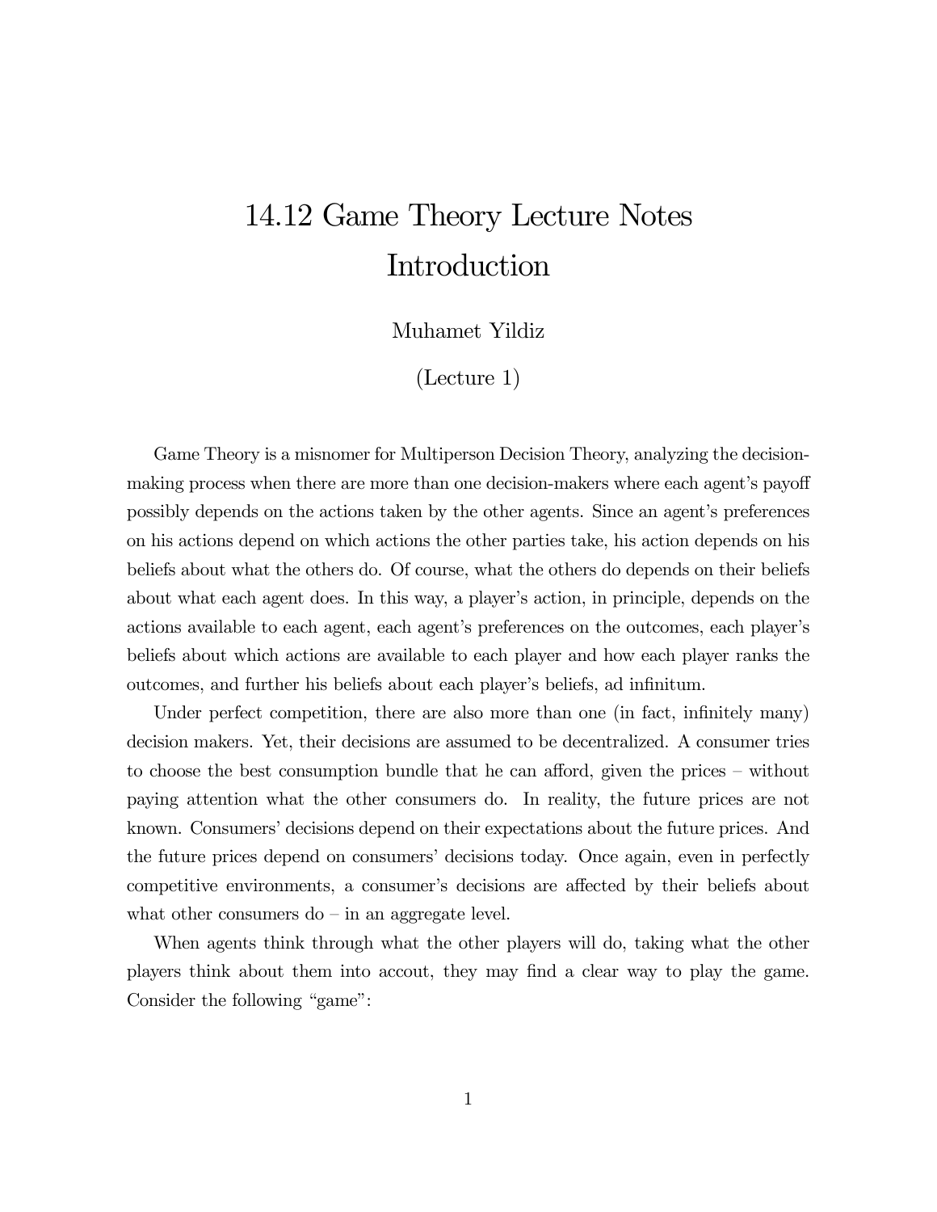# 14.12 Game Theory Lecture Notes
# Introduction

Muhamet Yildiz

(Lecture 1)

Game Theory is a misnomer for Multiperson Decision Theory, analyzing the decision-making process when there are more than one decision-makers where each agent's payoff possibly depends on the actions taken by the other agents. Since an agent's preferences on his actions depend on which actions the other parties take, his action depends on his beliefs about what the others do. Of course, what the others do depends on their beliefs about what each agent does. In this way, a player's action, in principle, depends on the actions available to each agent, each agent's preferences on the outcomes, each player's beliefs about which actions are available to each player and how each player ranks the outcomes, and further his beliefs about each player's beliefs, ad infinitum.

Under perfect competition, there are also more than one (in fact, infinitely many) decision makers. Yet, their decisions are assumed to be decentralized. A consumer tries to choose the best consumption bundle that he can afford, given the prices – without paying attention what the other consumers do. In reality, the future prices are not known. Consumers' decisions depend on their expectations about the future prices. And the future prices depend on consumers' decisions today. Once again, even in perfectly competitive environments, a consumer's decisions are affected by their beliefs about what other consumers do – in an aggregate level.

When agents think through what the other players will do, taking what the other players think about them into accout, they may find a clear way to play the game. Consider the following "game":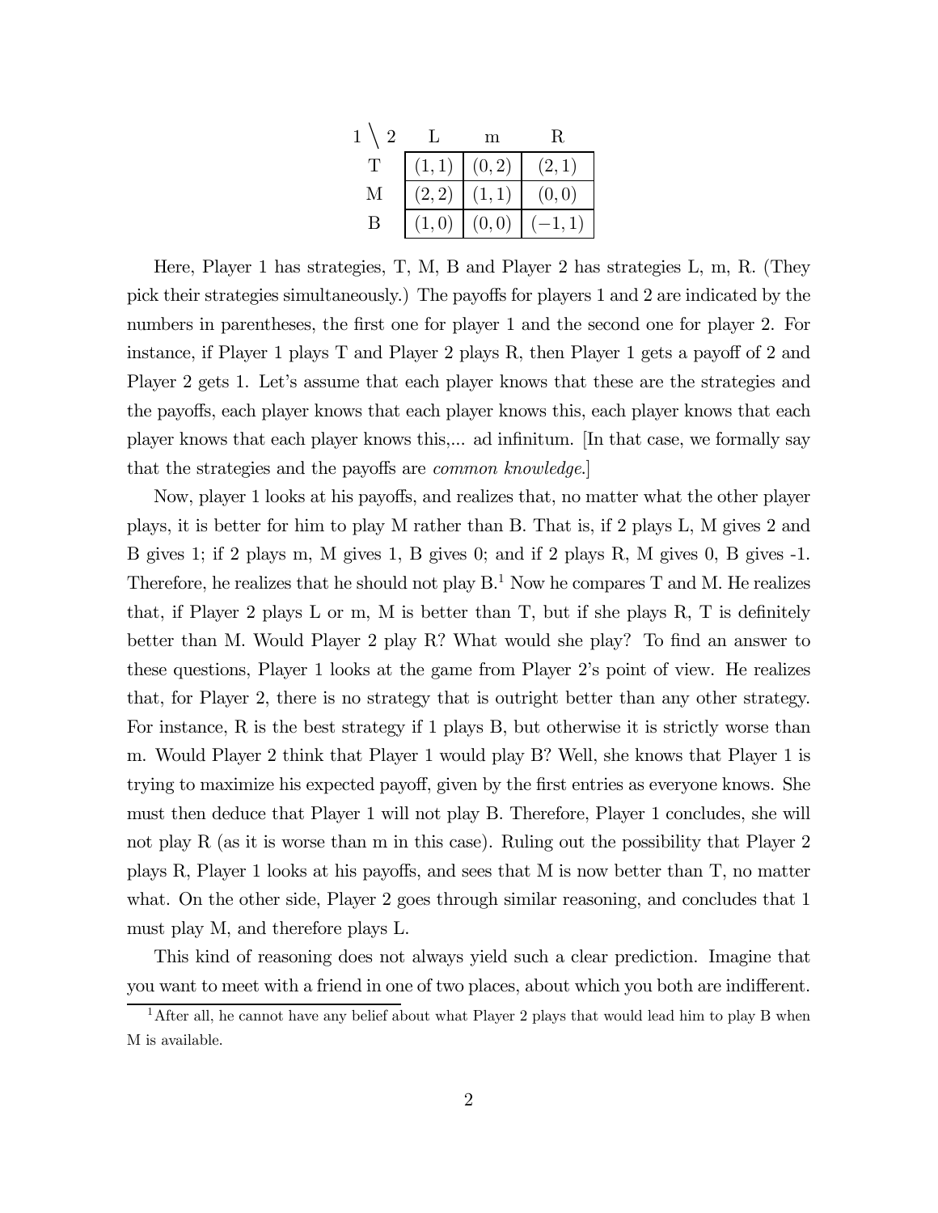| 1 \ 2 | L | m | R |
|---|---|---|---|
| T | $(1,1)$ | $(0,2)$ | $(2,1)$ |
| M | $(2,2)$ | $(1,1)$ | $(0,0)$ |
| B | $(1,0)$ | $(0,0)$ | $(-1,1)$ |

Here, Player 1 has strategies, T, M, B and Player 2 has strategies L, m, R. (They pick their strategies simultaneously.) The payoffs for players 1 and 2 are indicated by the numbers in parentheses, the first one for player 1 and the second one for player 2. For instance, if Player 1 plays T and Player 2 plays R, then Player 1 gets a payoff of 2 and Player 2 gets 1. Let's assume that each player knows that these are the strategies and the payoffs, each player knows that each player knows this, each player knows that each player knows that each player knows this,... ad infinitum. [In that case, we formally say that the strategies and the payoffs are *common knowledge*.]

Now, player 1 looks at his payoffs, and realizes that, no matter what the other player plays, it is better for him to play M rather than B. That is, if 2 plays L, M gives 2 and B gives 1; if 2 plays m, M gives 1, B gives 0; and if 2 plays R, M gives 0, B gives -1. Therefore, he realizes that he should not play B.[1] Now he compares T and M. He realizes that, if Player 2 plays L or m, M is better than T, but if she plays R, T is definitely better than M. Would Player 2 play R? What would she play? To find an answer to these questions, Player 1 looks at the game from Player 2's point of view. He realizes that, for Player 2, there is no strategy that is outright better than any other strategy. For instance, R is the best strategy if 1 plays B, but otherwise it is strictly worse than m. Would Player 2 think that Player 1 would play B? Well, she knows that Player 1 is trying to maximize his expected payoff, given by the first entries as everyone knows. She must then deduce that Player 1 will not play B. Therefore, Player 1 concludes, she will not play R (as it is worse than m in this case). Ruling out the possibility that Player 2 plays R, Player 1 looks at his payoffs, and sees that M is now better than T, no matter what. On the other side, Player 2 goes through similar reasoning, and concludes that 1 must play M, and therefore plays L.

This kind of reasoning does not always yield such a clear prediction. Imagine that you want to meet with a friend in one of two places, about which you both are indifferent.

[1] After all, he cannot have any belief about what Player 2 plays that would lead him to play B when M is available.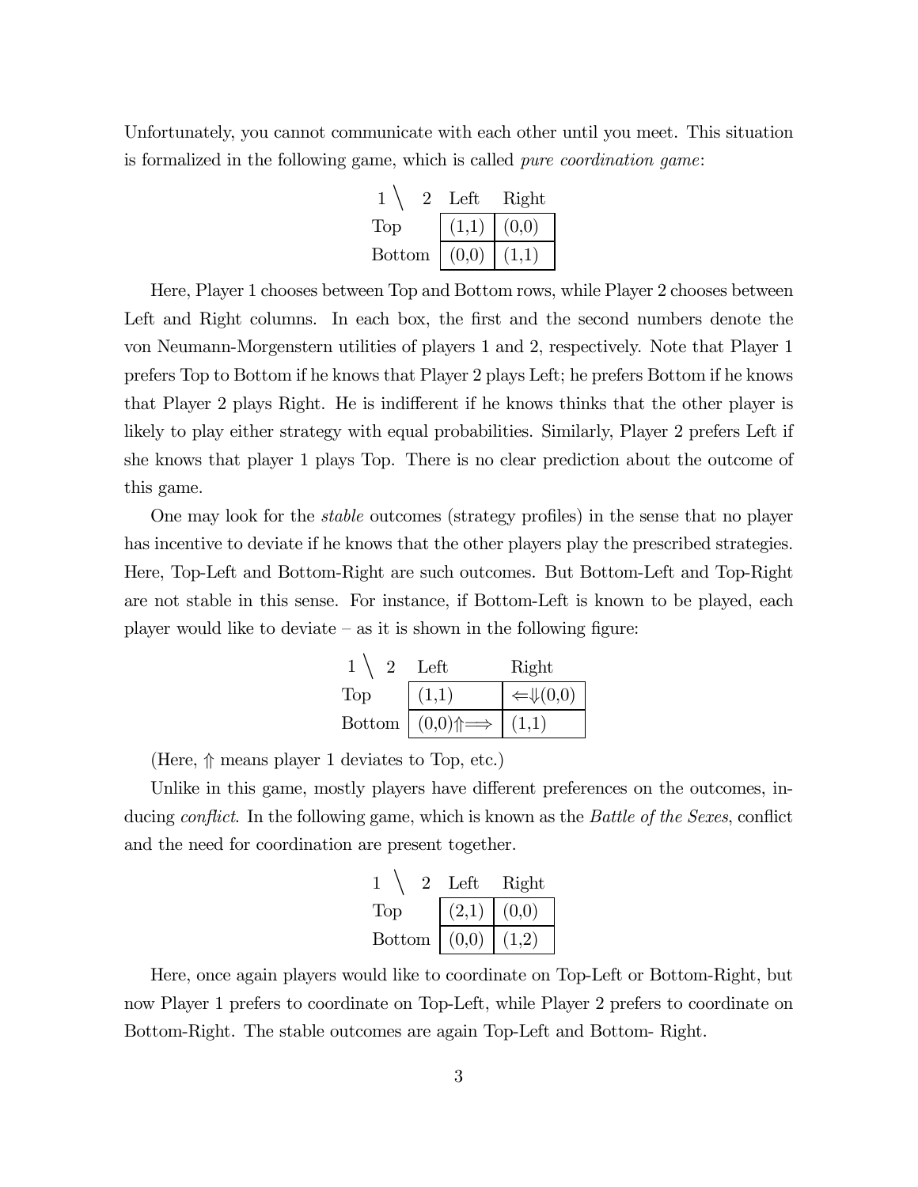Unfortunately, you cannot communicate with each other until you meet. This situation is formalized in the following game, which is called *pure coordination game*:

| 1 \ 2 | Left | Right |
|---|---|---|
| Top | (1,1) | (0,0) |
| Bottom | (0,0) | (1,1) |

Here, Player 1 chooses between Top and Bottom rows, while Player 2 chooses between Left and Right columns. In each box, the first and the second numbers denote the von Neumann-Morgenstern utilities of players 1 and 2, respectively. Note that Player 1 prefers Top to Bottom if he knows that Player 2 plays Left; he prefers Bottom if he knows that Player 2 plays Right. He is indifferent if he knows thinks that the other player is likely to play either strategy with equal probabilities. Similarly, Player 2 prefers Left if she knows that player 1 plays Top. There is no clear prediction about the outcome of this game.

One may look for the *stable* outcomes (strategy profiles) in the sense that no player has incentive to deviate if he knows that the other players play the prescribed strategies. Here, Top-Left and Bottom-Right are such outcomes. But Bottom-Left and Top-Right are not stable in this sense. For instance, if Bottom-Left is known to be played, each player would like to deviate – as it is shown in the following figure:

| 1 \ 2 | Left | Right |
|---|---|---|
| Top | (1,1) | $\Leftarrow\Downarrow$(0,0) |
| Bottom | (0,0)$\Uparrow\Longrightarrow$ | (1,1) |

(Here, $\Uparrow$ means player 1 deviates to Top, etc.)

Unlike in this game, mostly players have different preferences on the outcomes, inducing *conflict*. In the following game, which is known as the *Battle of the Sexes*, conflict and the need for coordination are present together.

| 1 \ 2 | Left | Right |
|---|---|---|
| Top | (2,1) | (0,0) |
| Bottom | (0,0) | (1,2) |

Here, once again players would like to coordinate on Top-Left or Bottom-Right, but now Player 1 prefers to coordinate on Top-Left, while Player 2 prefers to coordinate on Bottom-Right. The stable outcomes are again Top-Left and Bottom- Right.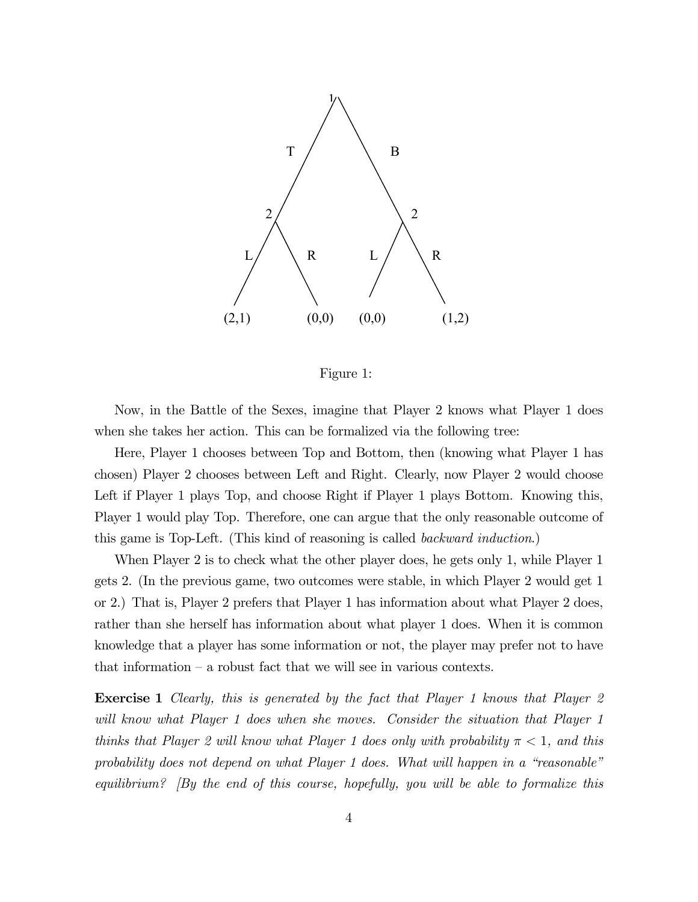Figure 1:

Now, in the Battle of the Sexes, imagine that Player 2 knows what Player 1 does when she takes her action. This can be formalized via the following tree:

Here, Player 1 chooses between Top and Bottom, then (knowing what Player 1 has chosen) Player 2 chooses between Left and Right. Clearly, now Player 2 would choose Left if Player 1 plays Top, and choose Right if Player 1 plays Bottom. Knowing this, Player 1 would play Top. Therefore, one can argue that the only reasonable outcome of this game is Top-Left. (This kind of reasoning is called *backward induction*.)

When Player 2 is to check what the other player does, he gets only 1, while Player 1 gets 2. (In the previous game, two outcomes were stable, in which Player 2 would get 1 or 2.) That is, Player 2 prefers that Player 1 has information about what Player 2 does, rather than she herself has information about what player 1 does. When it is common knowledge that a player has some information or not, the player may prefer not to have that information – a robust fact that we will see in various contexts.

**Exercise 1** *Clearly, this is generated by the fact that Player 1 knows that Player 2 will know what Player 1 does when she moves. Consider the situation that Player 1 thinks that Player 2 will know what Player 1 does only with probability $\pi < 1$, and this probability does not depend on what Player 1 does. What will happen in a "reasonable" equilibrium? [By the end of this course, hopefully, you will be able to formalize this*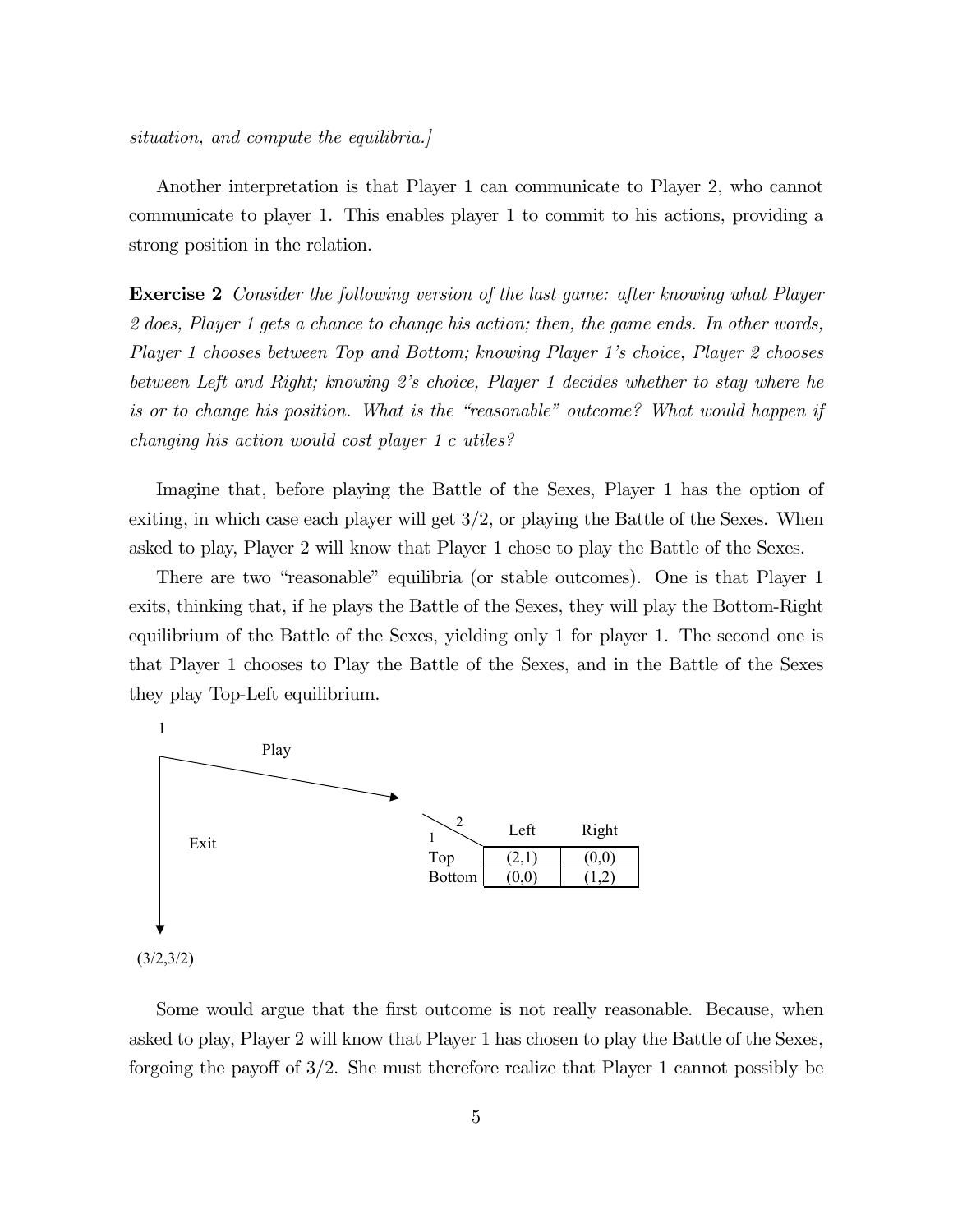*situation, and compute the equilibria.]*

Another interpretation is that Player 1 can communicate to Player 2, who cannot communicate to player 1. This enables player 1 to commit to his actions, providing a strong position in the relation.

**Exercise 2** *Consider the following version of the last game: after knowing what Player 2 does, Player 1 gets a chance to change his action; then, the game ends. In other words, Player 1 chooses between Top and Bottom; knowing Player 1's choice, Player 2 chooses between Left and Right; knowing 2's choice, Player 1 decides whether to stay where he is or to change his position. What is the "reasonable" outcome? What would happen if changing his action would cost player 1 c utiles?*

Imagine that, before playing the Battle of the Sexes, Player 1 has the option of exiting, in which case each player will get 3/2, or playing the Battle of the Sexes. When asked to play, Player 2 will know that Player 1 chose to play the Battle of the Sexes.

There are two "reasonable" equilibria (or stable outcomes). One is that Player 1 exits, thinking that, if he plays the Battle of the Sexes, they will play the Bottom-Right equilibrium of the Battle of the Sexes, yielding only 1 for player 1. The second one is that Player 1 chooses to Play the Battle of the Sexes, and in the Battle of the Sexes they play Top-Left equilibrium.

Player 1 chooses: Exit → (3/2,3/2); Play → the following game:

| 1 \ 2 | Left | Right |
|---|---|---|
| Top | (2,1) | (0,0) |
| Bottom | (0,0) | (1,2) |

Some would argue that the first outcome is not really reasonable. Because, when asked to play, Player 2 will know that Player 1 has chosen to play the Battle of the Sexes, forgoing the payoff of 3/2. She must therefore realize that Player 1 cannot possibly be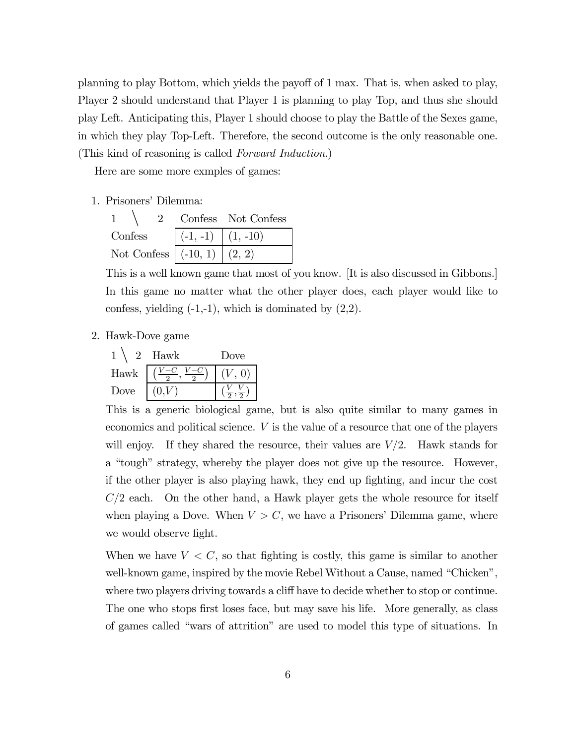planning to play Bottom, which yields the payoff of 1 max. That is, when asked to play, Player 2 should understand that Player 1 is planning to play Top, and thus she should play Left. Anticipating this, Player 1 should choose to play the Battle of the Sexes game, in which they play Top-Left. Therefore, the second outcome is the only reasonable one. (This kind of reasoning is called *Forward Induction*.)

Here are some more exmples of games:

1. Prisoners' Dilemma:

   | 1 \ 2 | Confess | Not Confess |
   |---|---|---|
   | Confess | (-1, -1) | (1, -10) |
   | Not Confess | (-10, 1) | (2, 2) |

   This is a well known game that most of you know. [It is also discussed in Gibbons.] In this game no matter what the other player does, each player would like to confess, yielding (-1,-1), which is dominated by (2,2).

2. Hawk-Dove game

   | 1 \ 2 | Hawk | Dove |
   |---|---|---|
   | Hawk | $\left(\frac{V-C}{2}, \frac{V-C}{2}\right)$ | $(V, 0)$ |
   | Dove | $(0,V)$ | $(\frac{V}{2}, \frac{V}{2})$ |

   This is a generic biological game, but is also quite similar to many games in economics and political science. $V$ is the value of a resource that one of the players will enjoy. If they shared the resource, their values are $V/2$. Hawk stands for a "tough" strategy, whereby the player does not give up the resource. However, if the other player is also playing hawk, they end up fighting, and incur the cost $C/2$ each. On the other hand, a Hawk player gets the whole resource for itself when playing a Dove. When $V > C$, we have a Prisoners' Dilemma game, where we would observe fight.

   When we have $V < C$, so that fighting is costly, this game is similar to another well-known game, inspired by the movie Rebel Without a Cause, named "Chicken", where two players driving towards a cliff have to decide whether to stop or continue. The one who stops first loses face, but may save his life. More generally, as class of games called "wars of attrition" are used to model this type of situations. In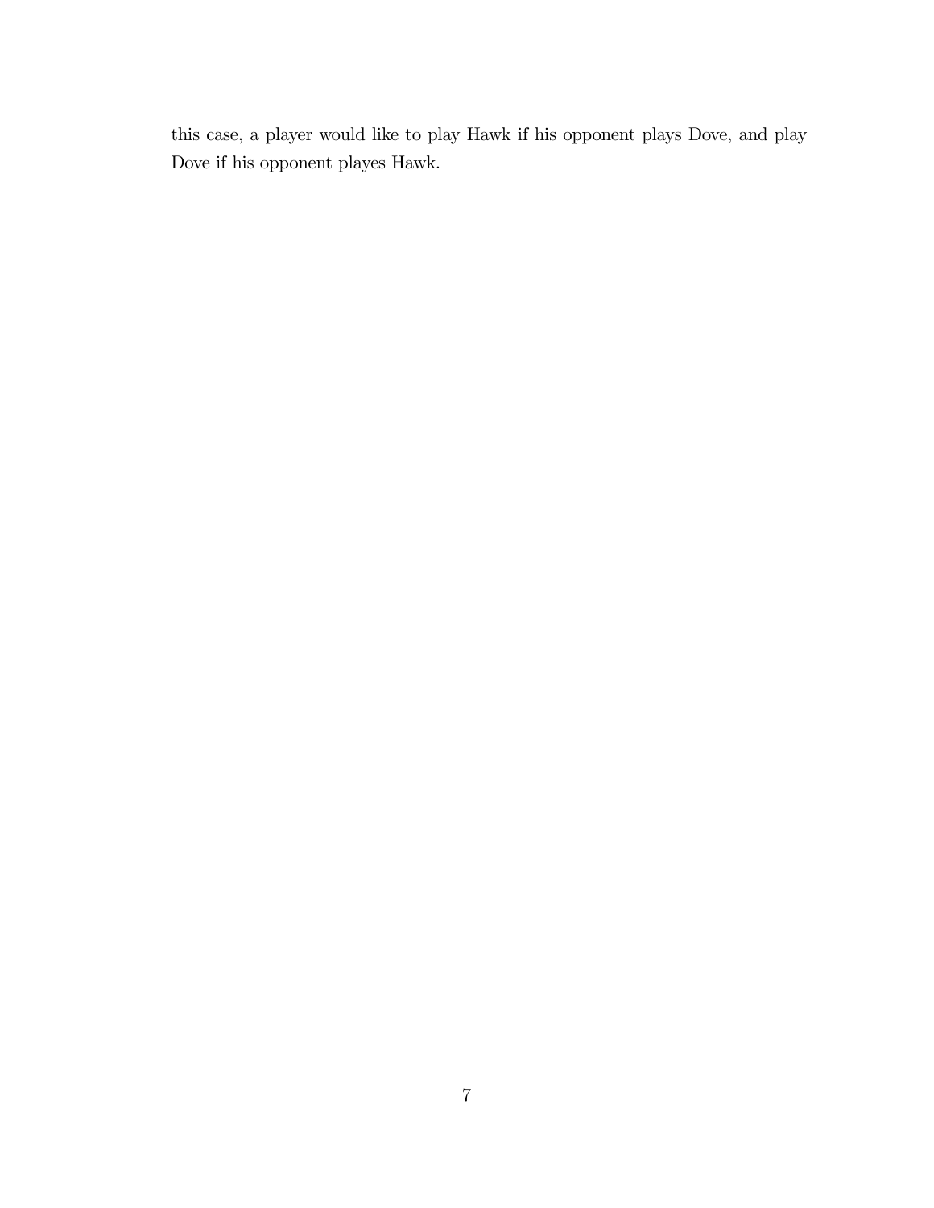this case, a player would like to play Hawk if his opponent plays Dove, and play Dove if his opponent playes Hawk.